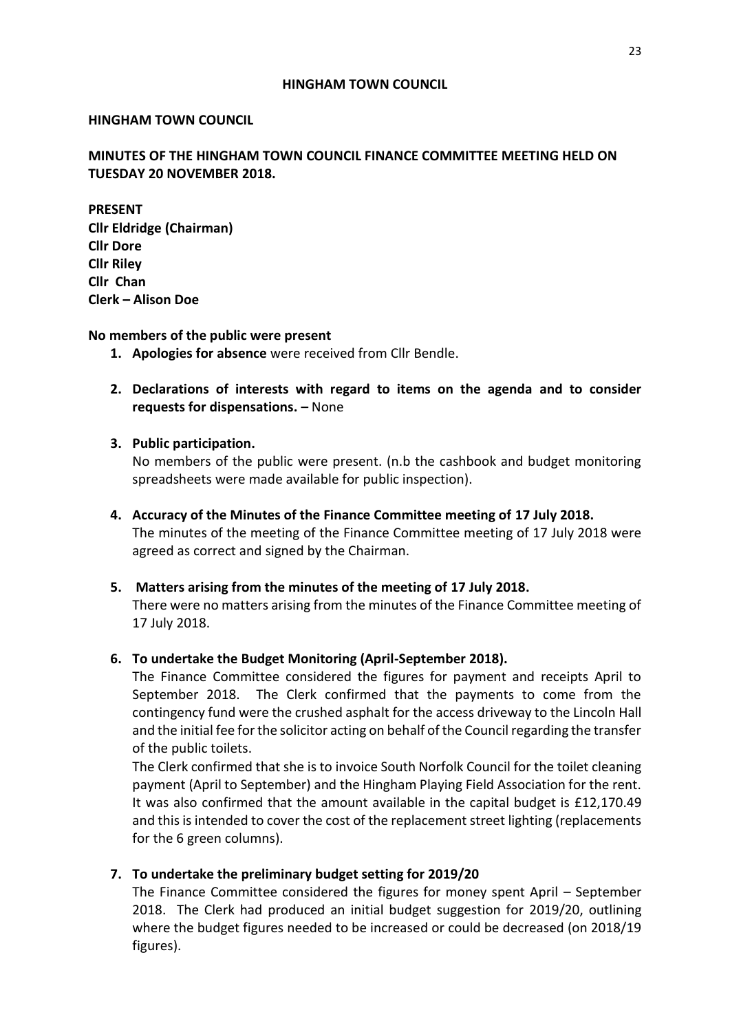**HINGHAM TOWN COUNCIL**

**HINGHAM TOWN COUNCIL**

**MINUTES OF THE HINGHAM TOWN COUNCIL FINANCE COMMITTEE MEETING HELD ON TUESDAY 20 NOVEMBER 2018.**

**PRESENT**
**Cllr Eldridge (Chairman)**
**Cllr Dore**
**Cllr Riley**
**Cllr Chan**
**Clerk – Alison Doe**

**No members of the public were present**

1. **Apologies for absence** were received from Cllr Bendle.

2. **Declarations of interests with regard to items on the agenda and to consider requests for dispensations. –** None

3. **Public participation.**
   No members of the public were present. (n.b the cashbook and budget monitoring spreadsheets were made available for public inspection).

4. **Accuracy of the Minutes of the Finance Committee meeting of 17 July 2018.**
   The minutes of the meeting of the Finance Committee meeting of 17 July 2018 were agreed as correct and signed by the Chairman.

5. **Matters arising from the minutes of the meeting of 17 July 2018.**
   There were no matters arising from the minutes of the Finance Committee meeting of 17 July 2018.

6. **To undertake the Budget Monitoring (April-September 2018).**
   The Finance Committee considered the figures for payment and receipts April to September 2018. The Clerk confirmed that the payments to come from the contingency fund were the crushed asphalt for the access driveway to the Lincoln Hall and the initial fee for the solicitor acting on behalf of the Council regarding the transfer of the public toilets.
   The Clerk confirmed that she is to invoice South Norfolk Council for the toilet cleaning payment (April to September) and the Hingham Playing Field Association for the rent. It was also confirmed that the amount available in the capital budget is £12,170.49 and this is intended to cover the cost of the replacement street lighting (replacements for the 6 green columns).

7. **To undertake the preliminary budget setting for 2019/20**
   The Finance Committee considered the figures for money spent April – September 2018. The Clerk had produced an initial budget suggestion for 2019/20, outlining where the budget figures needed to be increased or could be decreased (on 2018/19 figures).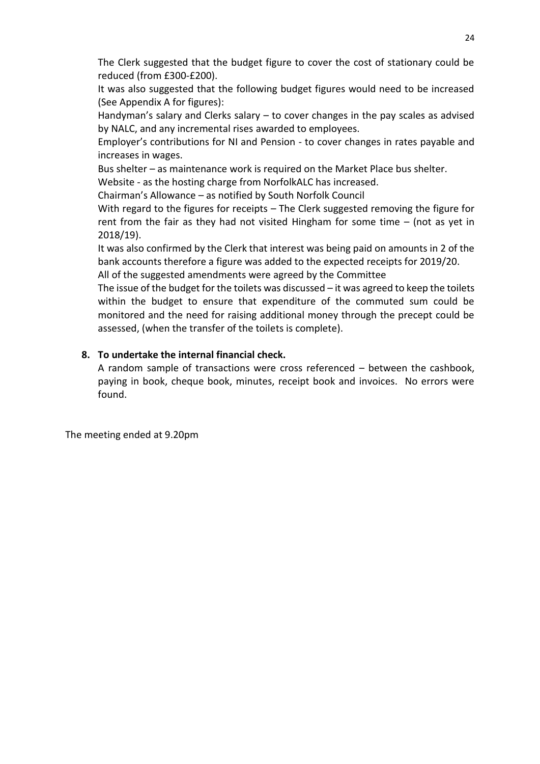The Clerk suggested that the budget figure to cover the cost of stationary could be reduced (from £300-£200).

It was also suggested that the following budget figures would need to be increased (See Appendix A for figures):

Handyman's salary and Clerks salary – to cover changes in the pay scales as advised by NALC, and any incremental rises awarded to employees.

Employer's contributions for NI and Pension - to cover changes in rates payable and increases in wages.

Bus shelter – as maintenance work is required on the Market Place bus shelter.

Website - as the hosting charge from NorfolkALC has increased.

Chairman's Allowance – as notified by South Norfolk Council

With regard to the figures for receipts – The Clerk suggested removing the figure for rent from the fair as they had not visited Hingham for some time – (not as yet in 2018/19).

It was also confirmed by the Clerk that interest was being paid on amounts in 2 of the bank accounts therefore a figure was added to the expected receipts for 2019/20.

All of the suggested amendments were agreed by the Committee

The issue of the budget for the toilets was discussed – it was agreed to keep the toilets within the budget to ensure that expenditure of the commuted sum could be monitored and the need for raising additional money through the precept could be assessed, (when the transfer of the toilets is complete).

**8. To undertake the internal financial check.**

A random sample of transactions were cross referenced – between the cashbook, paying in book, cheque book, minutes, receipt book and invoices. No errors were found.

The meeting ended at 9.20pm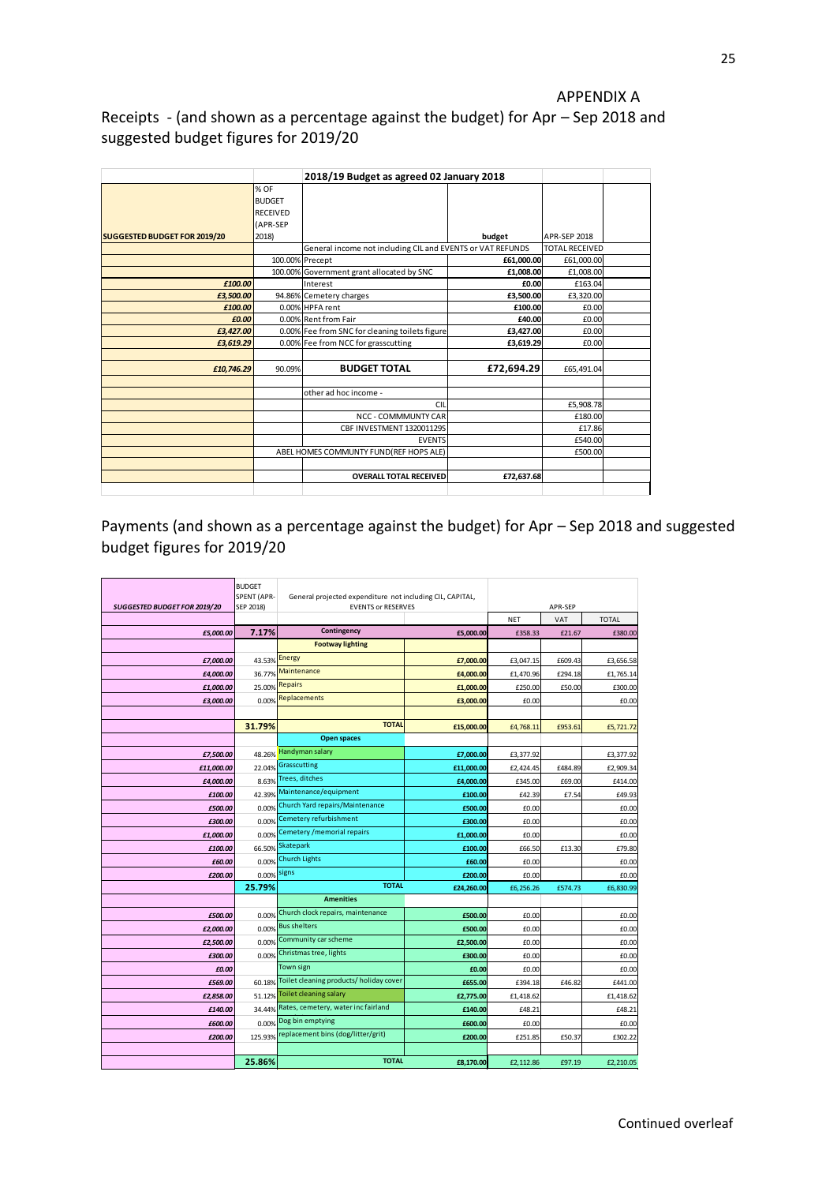APPENDIX A

Receipts - (and shown as a percentage against the budget) for Apr – Sep 2018 and suggested budget figures for 2019/20

| SUGGESTED BUDGET FOR 2019/20 | % OF BUDGET RECEIVED (APR-SEP 2018) | 2018/19 Budget as agreed 02 January 2018 | budget | APR-SEP 2018 |
|---|---|---|---|---|
| | | General income not including CIL and EVENTS or VAT REFUNDS | | TOTAL RECEIVED |
| | 100.00% | Precept | £61,000.00 | £61,000.00 |
| | 100.00% | Government grant allocated by SNC | £1,008.00 | £1,008.00 |
| *£100.00* | | Interest | £0.00 | £163.04 |
| *£3,500.00* | 94.86% | Cemetery charges | £3,500.00 | £3,320.00 |
| *£100.00* | 0.00% | HPFA rent | £100.00 | £0.00 |
| *£0.00* | 0.00% | Rent from Fair | £40.00 | £0.00 |
| *£3,427.00* | 0.00% | Fee from SNC for cleaning toilets figure | £3,427.00 | £0.00 |
| *£3,619.29* | 0.00% | Fee from NCC for grasscutting | £3,619.29 | £0.00 |
| | | | | |
| *£10,746.29* | 90.09% | **BUDGET TOTAL** | **£72,694.29** | £65,491.04 |
| | | | | |
| | | other ad hoc income - | | |
| | | CIL | | £5,908.78 |
| | | NCC - COMMMUNTY CAR | | £180.00 |
| | | CBF INVESTMENT 132001129S | | £17.86 |
| | | EVENTS | | £540.00 |
| | | ABEL HOMES COMMUNTY FUND(REF HOPS ALE) | | £500.00 |
| | | | | |
| | | **OVERALL TOTAL RECEIVED** | £72,637.68 | |

Payments (and shown as a percentage against the budget) for Apr – Sep 2018 and suggested budget figures for 2019/20

| *SUGGESTED BUDGET FOR 2019/20* | BUDGET SPENT (APR-SEP 2018) | General projected expenditure not including CIL, CAPITAL, EVENTS or RESERVES | | APR-SEP | | |
|---|---|---|---|---|---|---|
| | | | | NET | VAT | TOTAL |
| *£5,000.00* | **7.17%** | **Contingency** | £5,000.00 | £358.33 | £21.67 | £380.00 |
| | | **Footway lighting** | | | | |
| *£7,000.00* | 43.53% | Energy | £7,000.00 | £3,047.15 | £609.43 | £3,656.58 |
| *£4,000.00* | 36.77% | Maintenance | £4,000.00 | £1,470.96 | £294.18 | £1,765.14 |
| *£1,000.00* | 25.00% | Repairs | £1,000.00 | £250.00 | £50.00 | £300.00 |
| *£3,000.00* | 0.00% | Replacements | £3,000.00 | £0.00 | | £0.00 |
| | | | | | | |
| | **31.79%** | **TOTAL** | £15,000.00 | £4,768.11 | £953.61 | £5,721.72 |
| | | **Open spaces** | | | | |
| *£7,500.00* | 48.26% | Handyman salary | £7,000.00 | £3,377.92 | | £3,377.92 |
| *£11,000.00* | 22.04% | Grasscutting | £11,000.00 | £2,424.45 | £484.89 | £2,909.34 |
| *£4,000.00* | 8.63% | Trees, ditches | £4,000.00 | £345.00 | £69.00 | £414.00 |
| *£100.00* | 42.39% | Maintenance/equipment | £100.00 | £42.39 | £7.54 | £49.93 |
| *£500.00* | 0.00% | Church Yard repairs/Maintenance | £500.00 | £0.00 | | £0.00 |
| *£300.00* | 0.00% | Cemetery refurbishment | £300.00 | £0.00 | | £0.00 |
| *£1,000.00* | 0.00% | Cemetery /memorial repairs | £1,000.00 | £0.00 | | £0.00 |
| *£100.00* | 66.50% | Skatepark | £100.00 | £66.50 | £13.30 | £79.80 |
| *£60.00* | 0.00% | Church Lights | £60.00 | £0.00 | | £0.00 |
| *£200.00* | 0.00% | signs | £200.00 | £0.00 | | £0.00 |
| | **25.79%** | **TOTAL** | £24,260.00 | £6,256.26 | £574.73 | £6,830.99 |
| | | **Amenities** | | | | |
| *£500.00* | 0.00% | Church clock repairs, maintenance | £500.00 | £0.00 | | £0.00 |
| *£2,000.00* | 0.00% | Bus shelters | £500.00 | £0.00 | | £0.00 |
| *£2,500.00* | 0.00% | Community car scheme | £2,500.00 | £0.00 | | £0.00 |
| *£300.00* | 0.00% | Christmas tree, lights | £300.00 | £0.00 | | £0.00 |
| *£0.00* | | Town sign | £0.00 | £0.00 | | £0.00 |
| *£569.00* | 60.18% | Toilet cleaning products/ holiday cover | £655.00 | £394.18 | £46.82 | £441.00 |
| *£2,858.00* | 51.12% | Toilet cleaning salary | £2,775.00 | £1,418.62 | | £1,418.62 |
| *£140.00* | 34.44% | Rates, cemetery, water inc fairland | £140.00 | £48.21 | | £48.21 |
| *£600.00* | 0.00% | Dog bin emptying | £600.00 | £0.00 | | £0.00 |
| *£200.00* | 125.93% | replacement bins (dog/litter/grit) | £200.00 | £251.85 | £50.37 | £302.22 |
| | | | | | | |
| | **25.86%** | **TOTAL** | £8,170.00 | £2,112.86 | £97.19 | £2,210.05 |

Continued overleaf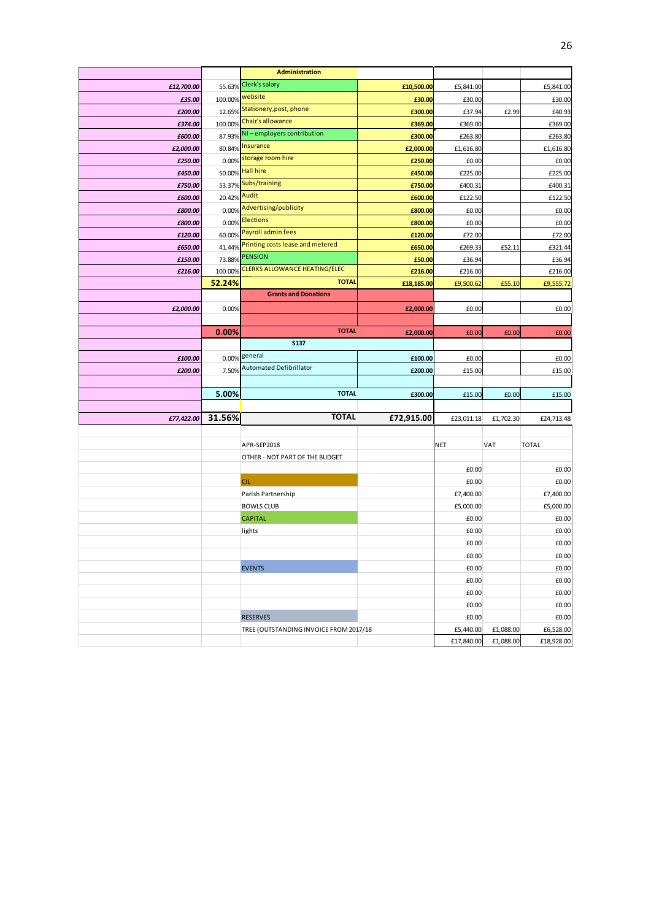| | | | | | | |
|---|---|---|---|---|---|---|
| | | **Administration** | | | | |
| *£12,700.00* | 55.63% | Clerk's salary | **£10,500.00** | £5,841.00 | | £5,841.00 |
| *£35.00* | 100.00% | website | **£30.00** | £30.00 | | £30.00 |
| *£200.00* | 12.65% | Stationery,post, phone | **£300.00** | £37.94 | £2.99 | £40.93 |
| *£374.00* | 100.00% | Chair's allowance | **£369.00** | £369.00 | | £369.00 |
| *£600.00* | 87.93% | NI – employers contribution | **£300.00** | £263.80 | | £263.80 |
| *£2,000.00* | 80.84% | Insurance | **£2,000.00** | £1,616.80 | | £1,616.80 |
| *£250.00* | 0.00% | storage room hire | **£250.00** | £0.00 | | £0.00 |
| *£450.00* | 50.00% | Hall hire | **£450.00** | £225.00 | | £225.00 |
| *£750.00* | 53.37% | Subs/training | **£750.00** | £400.31 | | £400.31 |
| *£600.00* | 20.42% | Audit | **£600.00** | £122.50 | | £122.50 |
| *£800.00* | 0.00% | Advertising/publicity | **£800.00** | £0.00 | | £0.00 |
| *£800.00* | 0.00% | Elections | **£800.00** | £0.00 | | £0.00 |
| *£120.00* | 60.00% | Payroll admin fees | **£120.00** | £72.00 | | £72.00 |
| *£650.00* | 41.44% | Printing costs lease and metered | **£650.00** | £269.33 | £52.11 | £321.44 |
| *£150.00* | 73.88% | PENSION | **£50.00** | £36.94 | | £36.94 |
| *£216.00* | 100.00% | CLERKS ALLOWANCE HEATING/ELEC | **£216.00** | £216.00 | | £216.00 |
| | **52.24%** | **TOTAL** | **£18,185.00** | £9,500.62 | £55.10 | £9,555.72 |
| | | **Grants and Donations** | | | | |
| *£2,000.00* | 0.00% | | **£2,000.00** | £0.00 | | £0.00 |
| | | | | | | |
| | **0.00%** | **TOTAL** | **£2,000.00** | £0.00 | £0.00 | £0.00 |
| | | **S137** | | | | |
| *£100.00* | 0.00% | general | **£100.00** | £0.00 | | £0.00 |
| *£200.00* | 7.50% | Automated Defibrillator | **£200.00** | £15.00 | | £15.00 |
| | | | | | | |
| | **5.00%** | **TOTAL** | **£300.00** | £15.00 | £0.00 | £15.00 |
| | | | | | | |
| *£77,422.00* | **31.56%** | **TOTAL** | **£72,915.00** | £23,011.18 | £1,702.30 | £24,713.48 |
| | | | | | | |
| | | APR-SEP2018 | | NET | VAT | TOTAL |
| | | OTHER - NOT PART OF THE BUDGET | | | | |
| | | | | £0.00 | | £0.00 |
| | | CIL | | £0.00 | | £0.00 |
| | | Parish Partnership | | £7,400.00 | | £7,400.00 |
| | | BOWLS CLUB | | £5,000.00 | | £5,000.00 |
| | | CAPITAL | | £0.00 | | £0.00 |
| | | lights | | £0.00 | | £0.00 |
| | | | | £0.00 | | £0.00 |
| | | | | £0.00 | | £0.00 |
| | | EVENTS | | £0.00 | | £0.00 |
| | | | | £0.00 | | £0.00 |
| | | | | £0.00 | | £0.00 |
| | | | | £0.00 | | £0.00 |
| | | RESERVES | | £0.00 | | £0.00 |
| | | TREE (OUTSTANDING INVOICE FROM 2017/18 | | £5,440.00 | £1,088.00 | £6,528.00 |
| | | | | £17,840.00 | £1,088.00 | £18,928.00 |